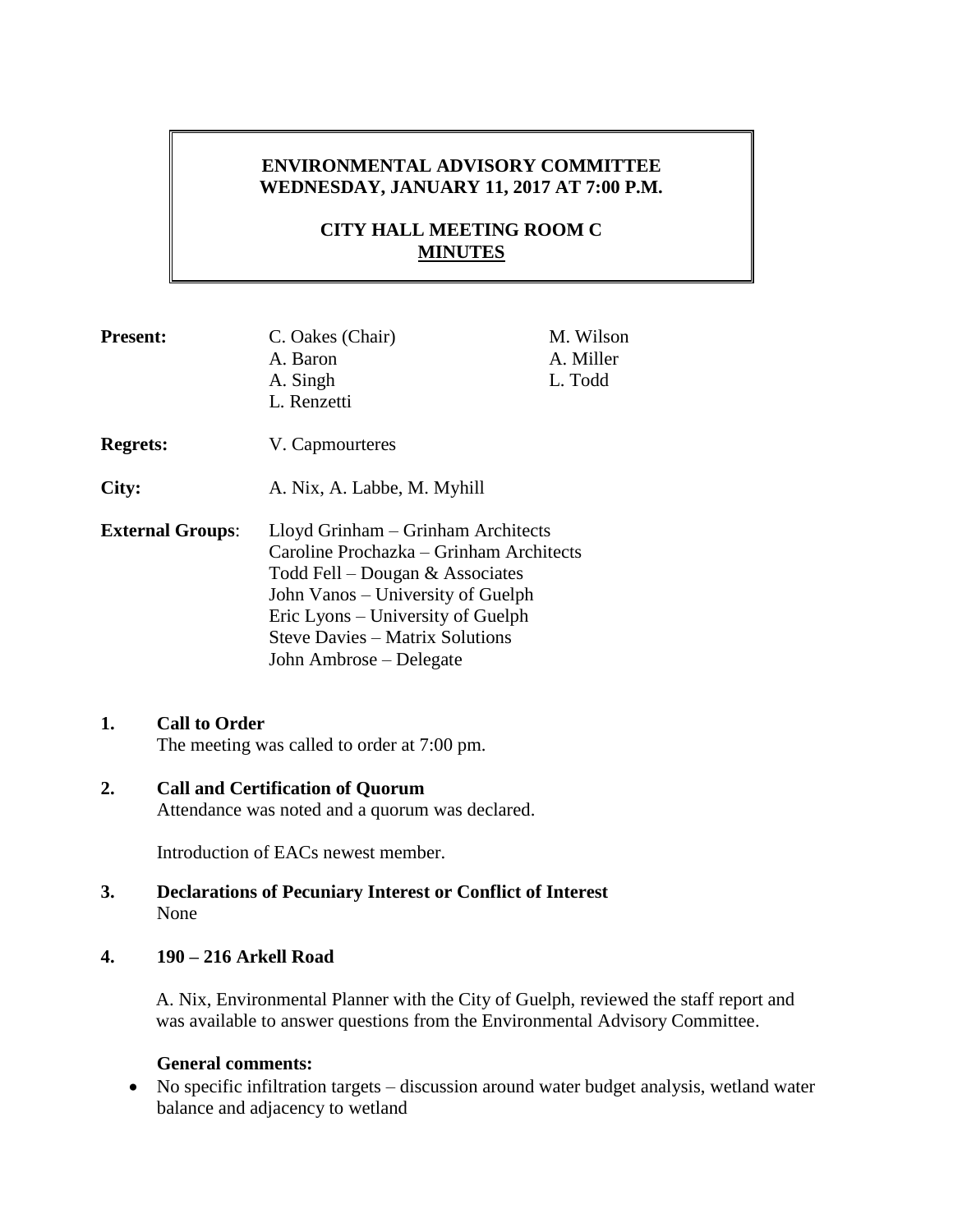# ENVIRONMENTAL ADVISORY COMMITTEE
# WEDNESDAY, JANUARY 11, 2017 AT 7:00 P.M.

## CITY HALL MEETING ROOM C
## MINUTES

**Present:** C. Oakes (Chair), A. Baron, A. Singh, L. Renzetti, M. Wilson, A. Miller, L. Todd

**Regrets:** V. Capmourteres

**City:** A. Nix, A. Labbe, M. Myhill

**External Groups**:
Lloyd Grinham – Grinham Architects
Caroline Prochazka – Grinham Architects
Todd Fell – Dougan & Associates
John Vanos – University of Guelph
Eric Lyons – University of Guelph
Steve Davies – Matrix Solutions
John Ambrose – Delegate

**1. Call to Order**

The meeting was called to order at 7:00 pm.

**2. Call and Certification of Quorum**

Attendance was noted and a quorum was declared.

Introduction of EACs newest member.

**3. Declarations of Pecuniary Interest or Conflict of Interest**

None

**4. 190 – 216 Arkell Road**

A. Nix, Environmental Planner with the City of Guelph, reviewed the staff report and was available to answer questions from the Environmental Advisory Committee.

**General comments:**

- No specific infiltration targets – discussion around water budget analysis, wetland water balance and adjacency to wetland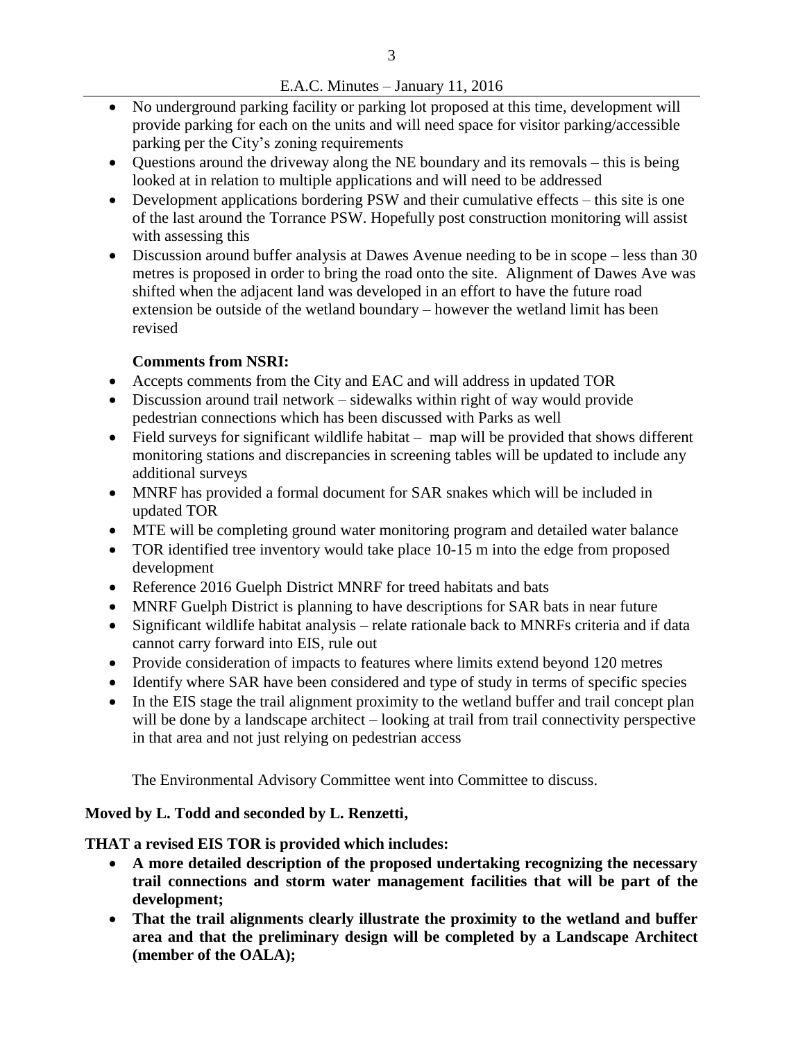- No underground parking facility or parking lot proposed at this time, development will provide parking for each on the units and will need space for visitor parking/accessible parking per the City's zoning requirements
- Questions around the driveway along the NE boundary and its removals – this is being looked at in relation to multiple applications and will need to be addressed
- Development applications bordering PSW and their cumulative effects – this site is one of the last around the Torrance PSW. Hopefully post construction monitoring will assist with assessing this
- Discussion around buffer analysis at Dawes Avenue needing to be in scope – less than 30 metres is proposed in order to bring the road onto the site. Alignment of Dawes Ave was shifted when the adjacent land was developed in an effort to have the future road extension be outside of the wetland boundary – however the wetland limit has been revised

**Comments from NSRI:**

- Accepts comments from the City and EAC and will address in updated TOR
- Discussion around trail network – sidewalks within right of way would provide pedestrian connections which has been discussed with Parks as well
- Field surveys for significant wildlife habitat – map will be provided that shows different monitoring stations and discrepancies in screening tables will be updated to include any additional surveys
- MNRF has provided a formal document for SAR snakes which will be included in updated TOR
- MTE will be completing ground water monitoring program and detailed water balance
- TOR identified tree inventory would take place 10-15 m into the edge from proposed development
- Reference 2016 Guelph District MNRF for treed habitats and bats
- MNRF Guelph District is planning to have descriptions for SAR bats in near future
- Significant wildlife habitat analysis – relate rationale back to MNRFs criteria and if data cannot carry forward into EIS, rule out
- Provide consideration of impacts to features where limits extend beyond 120 metres
- Identify where SAR have been considered and type of study in terms of specific species
- In the EIS stage the trail alignment proximity to the wetland buffer and trail concept plan will be done by a landscape architect – looking at trail from trail connectivity perspective in that area and not just relying on pedestrian access

The Environmental Advisory Committee went into Committee to discuss.

**Moved by L. Todd and seconded by L. Renzetti,**

**THAT a revised EIS TOR is provided which includes:**

- **A more detailed description of the proposed undertaking recognizing the necessary trail connections and storm water management facilities that will be part of the development;**
- **That the trail alignments clearly illustrate the proximity to the wetland and buffer area and that the preliminary design will be completed by a Landscape Architect (member of the OALA);**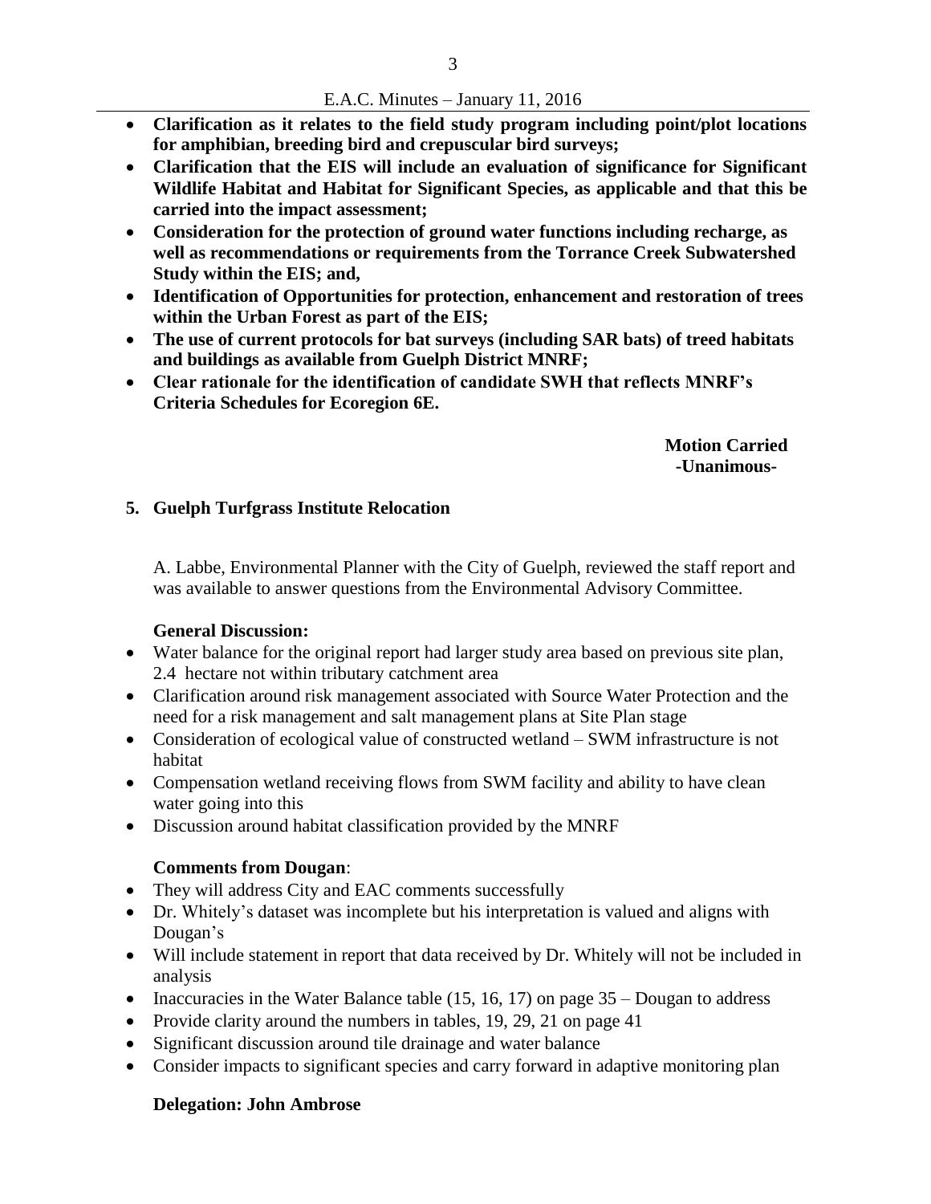- **Clarification as it relates to the field study program including point/plot locations for amphibian, breeding bird and crepuscular bird surveys;**
- **Clarification that the EIS will include an evaluation of significance for Significant Wildlife Habitat and Habitat for Significant Species, as applicable and that this be carried into the impact assessment;**
- **Consideration for the protection of ground water functions including recharge, as well as recommendations or requirements from the Torrance Creek Subwatershed Study within the EIS; and,**
- **Identification of Opportunities for protection, enhancement and restoration of trees within the Urban Forest as part of the EIS;**
- **The use of current protocols for bat surveys (including SAR bats) of treed habitats and buildings as available from Guelph District MNRF;**
- **Clear rationale for the identification of candidate SWH that reflects MNRF's Criteria Schedules for Ecoregion 6E.**

**Motion Carried**
**-Unanimous-**

## 5. Guelph Turfgrass Institute Relocation

A. Labbe, Environmental Planner with the City of Guelph, reviewed the staff report and was available to answer questions from the Environmental Advisory Committee.

**General Discussion:**

- Water balance for the original report had larger study area based on previous site plan, 2.4 hectare not within tributary catchment area
- Clarification around risk management associated with Source Water Protection and the need for a risk management and salt management plans at Site Plan stage
- Consideration of ecological value of constructed wetland – SWM infrastructure is not habitat
- Compensation wetland receiving flows from SWM facility and ability to have clean water going into this
- Discussion around habitat classification provided by the MNRF

**Comments from Dougan**:

- They will address City and EAC comments successfully
- Dr. Whitely's dataset was incomplete but his interpretation is valued and aligns with Dougan's
- Will include statement in report that data received by Dr. Whitely will not be included in analysis
- Inaccuracies in the Water Balance table (15, 16, 17) on page 35 – Dougan to address
- Provide clarity around the numbers in tables, 19, 29, 21 on page 41
- Significant discussion around tile drainage and water balance
- Consider impacts to significant species and carry forward in adaptive monitoring plan

**Delegation: John Ambrose**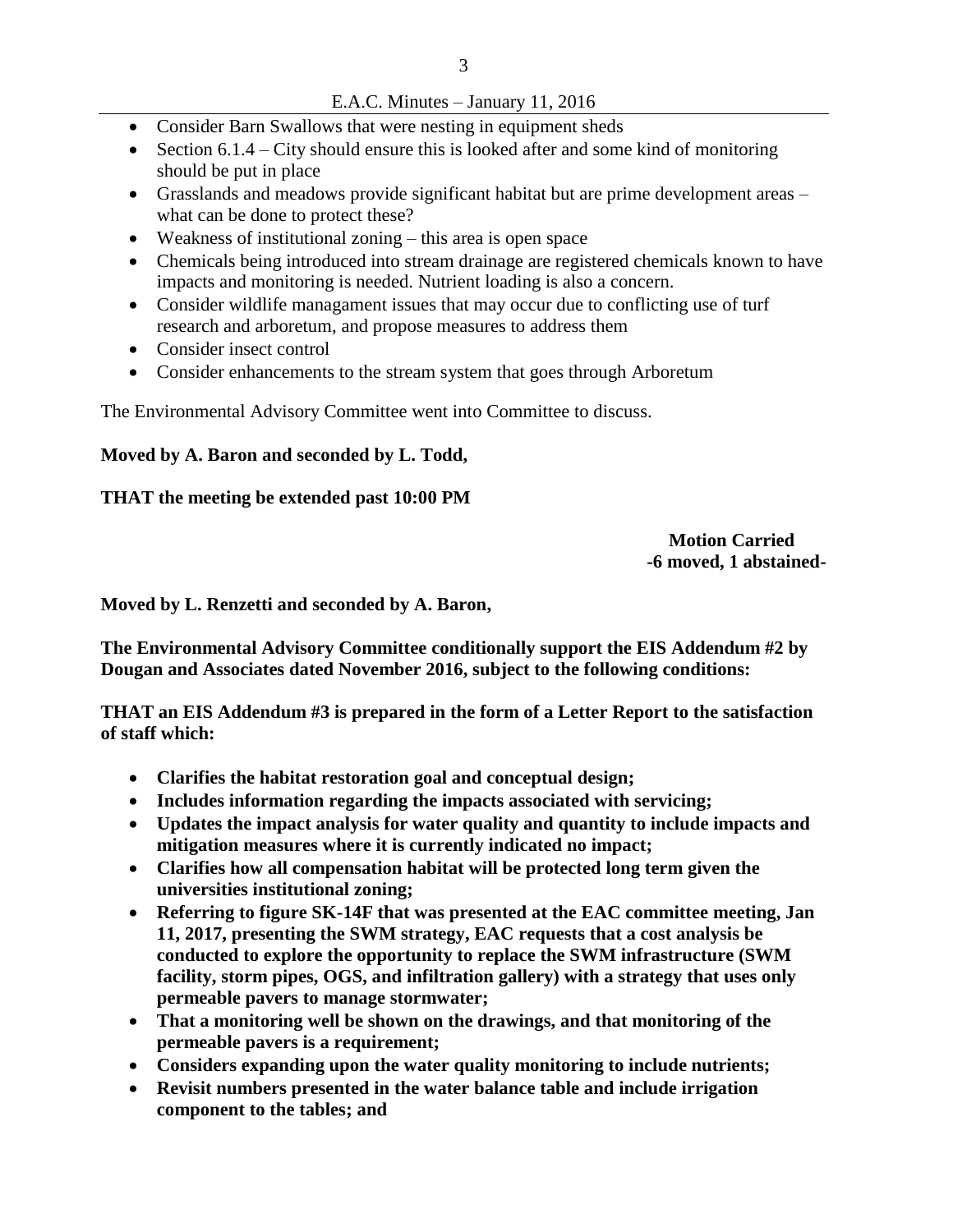- Consider Barn Swallows that were nesting in equipment sheds
- Section 6.1.4 – City should ensure this is looked after and some kind of monitoring should be put in place
- Grasslands and meadows provide significant habitat but are prime development areas – what can be done to protect these?
- Weakness of institutional zoning – this area is open space
- Chemicals being introduced into stream drainage are registered chemicals known to have impacts and monitoring is needed. Nutrient loading is also a concern.
- Consider wildlife managament issues that may occur due to conflicting use of turf research and arboretum, and propose measures to address them
- Consider insect control
- Consider enhancements to the stream system that goes through Arboretum

The Environmental Advisory Committee went into Committee to discuss.

**Moved by A. Baron and seconded by L. Todd,**

**THAT the meeting be extended past 10:00 PM**

**Motion Carried**
**-6 moved, 1 abstained-**

**Moved by L. Renzetti and seconded by A. Baron,**

**The Environmental Advisory Committee conditionally support the EIS Addendum #2 by Dougan and Associates dated November 2016, subject to the following conditions:**

**THAT an EIS Addendum #3 is prepared in the form of a Letter Report to the satisfaction of staff which:**

- **Clarifies the habitat restoration goal and conceptual design;**
- **Includes information regarding the impacts associated with servicing;**
- **Updates the impact analysis for water quality and quantity to include impacts and mitigation measures where it is currently indicated no impact;**
- **Clarifies how all compensation habitat will be protected long term given the universities institutional zoning;**
- **Referring to figure SK-14F that was presented at the EAC committee meeting, Jan 11, 2017, presenting the SWM strategy, EAC requests that a cost analysis be conducted to explore the opportunity to replace the SWM infrastructure (SWM facility, storm pipes, OGS, and infiltration gallery) with a strategy that uses only permeable pavers to manage stormwater;**
- **That a monitoring well be shown on the drawings, and that monitoring of the permeable pavers is a requirement;**
- **Considers expanding upon the water quality monitoring to include nutrients;**
- **Revisit numbers presented in the water balance table and include irrigation component to the tables; and**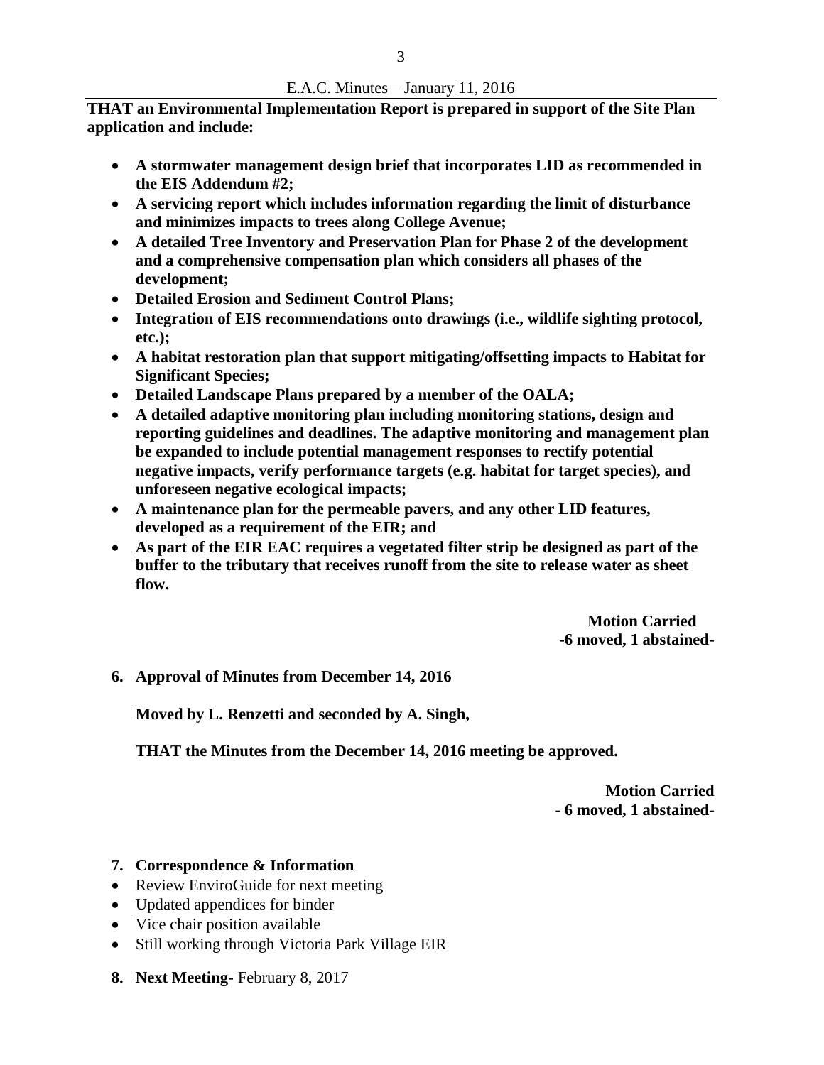**THAT an Environmental Implementation Report is prepared in support of the Site Plan application and include:**

- **A stormwater management design brief that incorporates LID as recommended in the EIS Addendum #2;**
- **A servicing report which includes information regarding the limit of disturbance and minimizes impacts to trees along College Avenue;**
- **A detailed Tree Inventory and Preservation Plan for Phase 2 of the development and a comprehensive compensation plan which considers all phases of the development;**
- **Detailed Erosion and Sediment Control Plans;**
- **Integration of EIS recommendations onto drawings (i.e., wildlife sighting protocol, etc.);**
- **A habitat restoration plan that support mitigating/offsetting impacts to Habitat for Significant Species;**
- **Detailed Landscape Plans prepared by a member of the OALA;**
- **A detailed adaptive monitoring plan including monitoring stations, design and reporting guidelines and deadlines. The adaptive monitoring and management plan be expanded to include potential management responses to rectify potential negative impacts, verify performance targets (e.g. habitat for target species), and unforeseen negative ecological impacts;**
- **A maintenance plan for the permeable pavers, and any other LID features, developed as a requirement of the EIR; and**
- **As part of the EIR EAC requires a vegetated filter strip be designed as part of the buffer to the tributary that receives runoff from the site to release water as sheet flow.**

**Motion Carried**
**-6 moved, 1 abstained-**

**6. Approval of Minutes from December 14, 2016**

**Moved by L. Renzetti and seconded by A. Singh,**

**THAT the Minutes from the December 14, 2016 meeting be approved.**

**Motion Carried**
**- 6 moved, 1 abstained-**

**7. Correspondence & Information**

- Review EnviroGuide for next meeting
- Updated appendices for binder
- Vice chair position available
- Still working through Victoria Park Village EIR

**8. Next Meeting-** February 8, 2017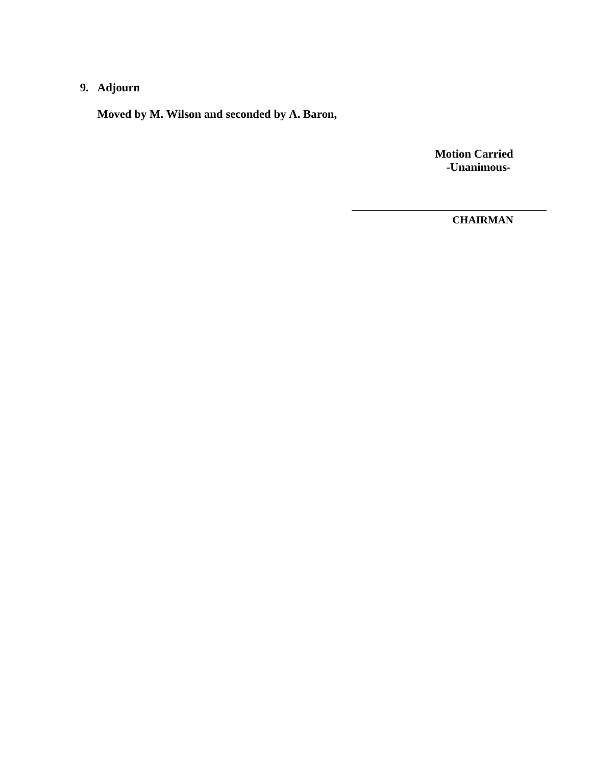**9. Adjourn**

**Moved by M. Wilson and seconded by A. Baron,**

**Motion Carried**
**-Unanimous-**

______________________________

**CHAIRMAN**